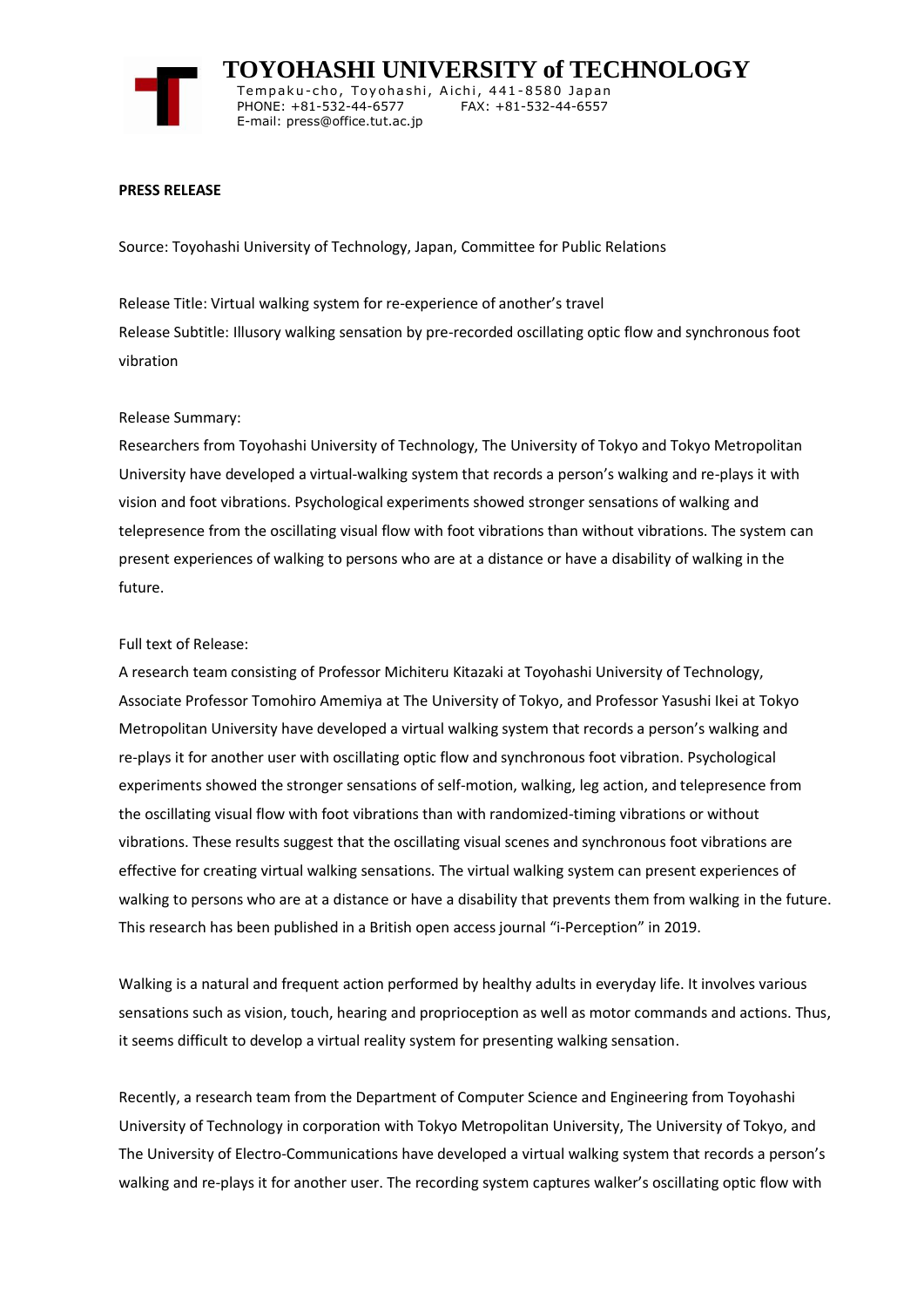# TOYOHASHI UNIVERSITY of TECHNOLOGY

Tempaku-cho, Toyohashi, Aichi, 441-8580 Japan
PHONE: +81-532-44-6577 FAX: +81-532-44-6557
E-mail: press@office.tut.ac.jp

**PRESS RELEASE**

Source: Toyohashi University of Technology, Japan, Committee for Public Relations

Release Title: Virtual walking system for re-experience of another's travel
Release Subtitle: Illusory walking sensation by pre-recorded oscillating optic flow and synchronous foot vibration

Release Summary:
Researchers from Toyohashi University of Technology, The University of Tokyo and Tokyo Metropolitan University have developed a virtual-walking system that records a person's walking and re-plays it with vision and foot vibrations. Psychological experiments showed stronger sensations of walking and telepresence from the oscillating visual flow with foot vibrations than without vibrations. The system can present experiences of walking to persons who are at a distance or have a disability of walking in the future.

Full text of Release:
A research team consisting of Professor Michiteru Kitazaki at Toyohashi University of Technology, Associate Professor Tomohiro Amemiya at The University of Tokyo, and Professor Yasushi Ikei at Tokyo Metropolitan University have developed a virtual walking system that records a person's walking and re-plays it for another user with oscillating optic flow and synchronous foot vibration. Psychological experiments showed the stronger sensations of self-motion, walking, leg action, and telepresence from the oscillating visual flow with foot vibrations than with randomized-timing vibrations or without vibrations. These results suggest that the oscillating visual scenes and synchronous foot vibrations are effective for creating virtual walking sensations. The virtual walking system can present experiences of walking to persons who are at a distance or have a disability that prevents them from walking in the future. This research has been published in a British open access journal "i-Perception" in 2019.

Walking is a natural and frequent action performed by healthy adults in everyday life. It involves various sensations such as vision, touch, hearing and proprioception as well as motor commands and actions. Thus, it seems difficult to develop a virtual reality system for presenting walking sensation.

Recently, a research team from the Department of Computer Science and Engineering from Toyohashi University of Technology in corporation with Tokyo Metropolitan University, The University of Tokyo, and The University of Electro-Communications have developed a virtual walking system that records a person's walking and re-plays it for another user. The recording system captures walker's oscillating optic flow with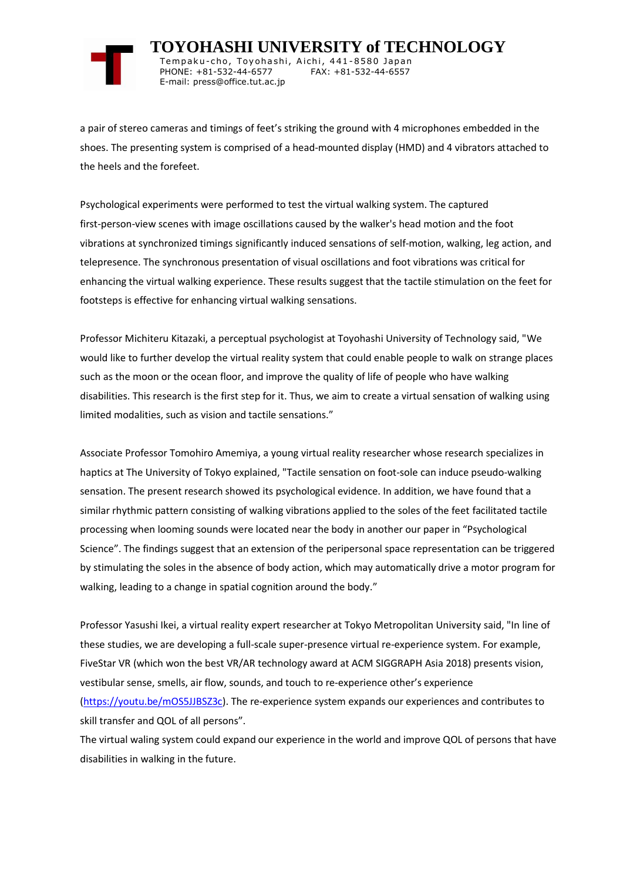a pair of stereo cameras and timings of feet's striking the ground with 4 microphones embedded in the shoes. The presenting system is comprised of a head-mounted display (HMD) and 4 vibrators attached to the heels and the forefeet.

Psychological experiments were performed to test the virtual walking system. The captured first-person-view scenes with image oscillations caused by the walker's head motion and the foot vibrations at synchronized timings significantly induced sensations of self-motion, walking, leg action, and telepresence. The synchronous presentation of visual oscillations and foot vibrations was critical for enhancing the virtual walking experience. These results suggest that the tactile stimulation on the feet for footsteps is effective for enhancing virtual walking sensations.

Professor Michiteru Kitazaki, a perceptual psychologist at Toyohashi University of Technology said, "We would like to further develop the virtual reality system that could enable people to walk on strange places such as the moon or the ocean floor, and improve the quality of life of people who have walking disabilities. This research is the first step for it. Thus, we aim to create a virtual sensation of walking using limited modalities, such as vision and tactile sensations."

Associate Professor Tomohiro Amemiya, a young virtual reality researcher whose research specializes in haptics at The University of Tokyo explained, "Tactile sensation on foot-sole can induce pseudo-walking sensation. The present research showed its psychological evidence. In addition, we have found that a similar rhythmic pattern consisting of walking vibrations applied to the soles of the feet facilitated tactile processing when looming sounds were located near the body in another our paper in "Psychological Science". The findings suggest that an extension of the peripersonal space representation can be triggered by stimulating the soles in the absence of body action, which may automatically drive a motor program for walking, leading to a change in spatial cognition around the body."

Professor Yasushi Ikei, a virtual reality expert researcher at Tokyo Metropolitan University said, "In line of these studies, we are developing a full-scale super-presence virtual re-experience system. For example, FiveStar VR (which won the best VR/AR technology award at ACM SIGGRAPH Asia 2018) presents vision, vestibular sense, smells, air flow, sounds, and touch to re-experience other's experience (https://youtu.be/mOS5JJBSZ3c). The re-experience system expands our experiences and contributes to skill transfer and QOL of all persons".

The virtual waling system could expand our experience in the world and improve QOL of persons that have disabilities in walking in the future.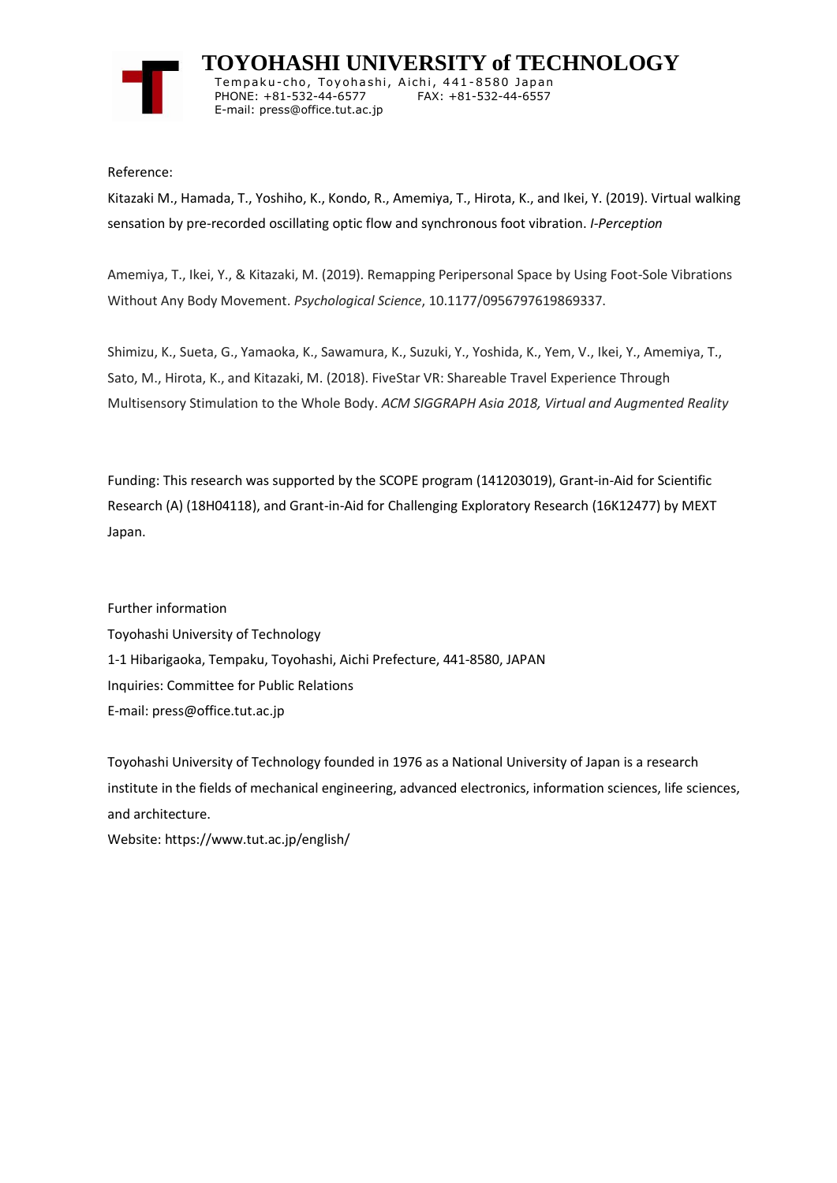Reference:

Kitazaki M., Hamada, T., Yoshiho, K., Kondo, R., Amemiya, T., Hirota, K., and Ikei, Y. (2019). Virtual walking sensation by pre-recorded oscillating optic flow and synchronous foot vibration. *I-Perception*

Amemiya, T., Ikei, Y., & Kitazaki, M. (2019). Remapping Peripersonal Space by Using Foot-Sole Vibrations Without Any Body Movement. *Psychological Science*, 10.1177/0956797619869337.

Shimizu, K., Sueta, G., Yamaoka, K., Sawamura, K., Suzuki, Y., Yoshida, K., Yem, V., Ikei, Y., Amemiya, T., Sato, M., Hirota, K., and Kitazaki, M. (2018). FiveStar VR: Shareable Travel Experience Through Multisensory Stimulation to the Whole Body. *ACM SIGGRAPH Asia 2018, Virtual and Augmented Reality*

Funding: This research was supported by the SCOPE program (141203019), Grant-in-Aid for Scientific Research (A) (18H04118), and Grant-in-Aid for Challenging Exploratory Research (16K12477) by MEXT Japan.

Further information
Toyohashi University of Technology
1-1 Hibarigaoka, Tempaku, Toyohashi, Aichi Prefecture, 441-8580, JAPAN
Inquiries: Committee for Public Relations
E-mail: press@office.tut.ac.jp

Toyohashi University of Technology founded in 1976 as a National University of Japan is a research institute in the fields of mechanical engineering, advanced electronics, information sciences, life sciences, and architecture.
Website: https://www.tut.ac.jp/english/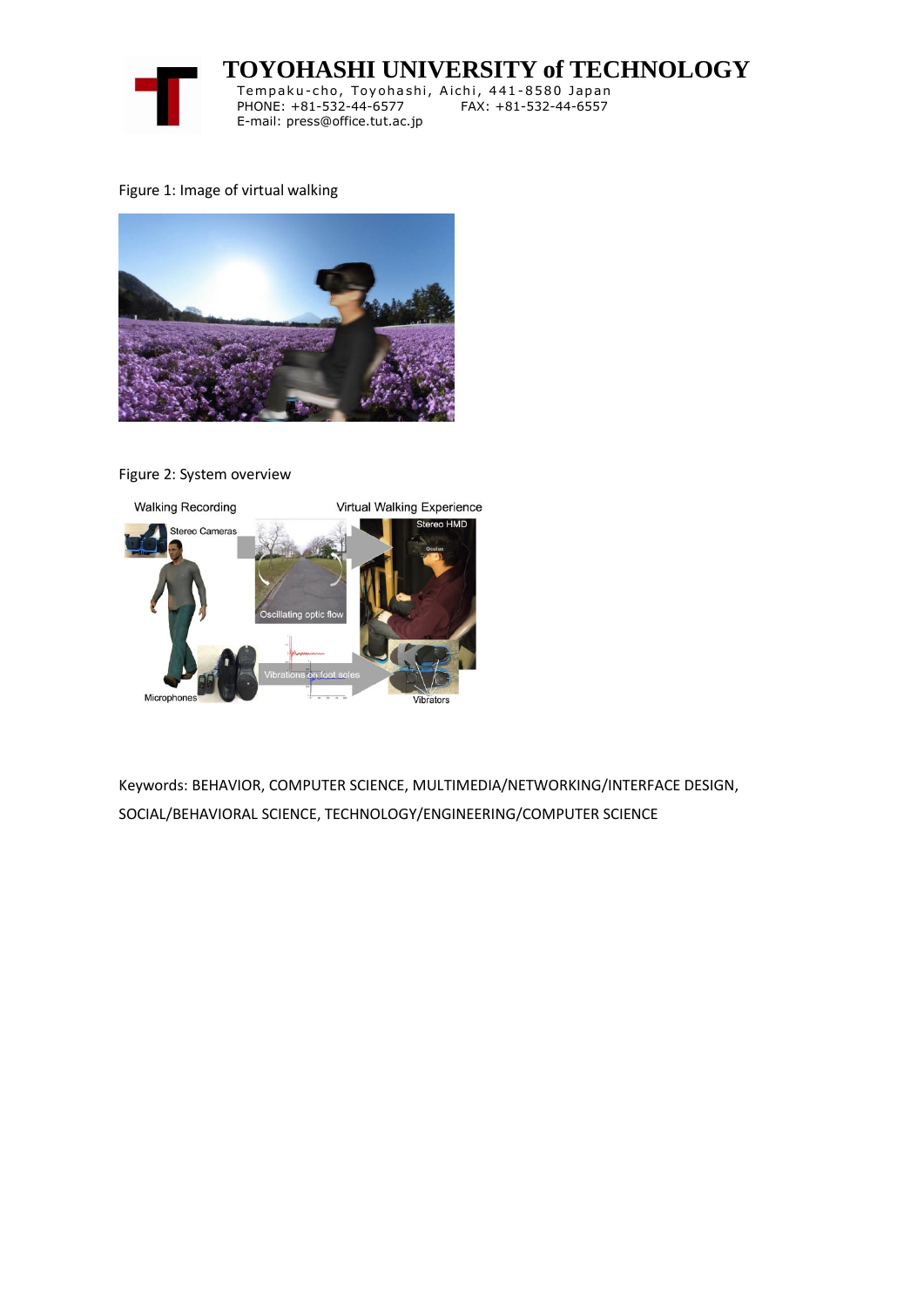Figure 1: Image of virtual walking

Figure 2: System overview

Keywords: BEHAVIOR, COMPUTER SCIENCE, MULTIMEDIA/NETWORKING/INTERFACE DESIGN, SOCIAL/BEHAVIORAL SCIENCE, TECHNOLOGY/ENGINEERING/COMPUTER SCIENCE